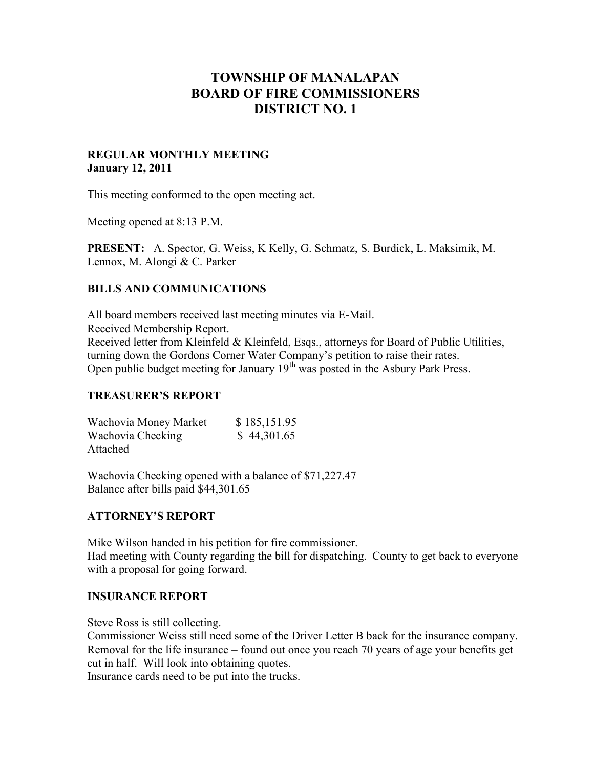# TOWNSHIP OF MANALAPAN
# BOARD OF FIRE COMMISSIONERS
# DISTRICT NO. 1

**REGULAR MONTHLY MEETING**
**January 12, 2011**

This meeting conformed to the open meeting act.

Meeting opened at 8:13 P.M.

**PRESENT:** A. Spector, G. Weiss, K Kelly, G. Schmatz, S. Burdick, L. Maksimik, M. Lennox, M. Alongi & C. Parker

## BILLS AND COMMUNICATIONS

All board members received last meeting minutes via E-Mail.
Received Membership Report.
Received letter from Kleinfeld & Kleinfeld, Esqs., attorneys for Board of Public Utilities, turning down the Gordons Corner Water Company's petition to raise their rates.
Open public budget meeting for January 19th was posted in the Asbury Park Press.

## TREASURER'S REPORT

| | |
|---|---|
| Wachovia Money Market | $ 185,151.95 |
| Wachovia Checking | $ 44,301.65 |
| Attached | |

Wachovia Checking opened with a balance of $71,227.47
Balance after bills paid $44,301.65

## ATTORNEY'S REPORT

Mike Wilson handed in his petition for fire commissioner.
Had meeting with County regarding the bill for dispatching. County to get back to everyone with a proposal for going forward.

## INSURANCE REPORT

Steve Ross is still collecting.
Commissioner Weiss still need some of the Driver Letter B back for the insurance company.
Removal for the life insurance – found out once you reach 70 years of age your benefits get cut in half. Will look into obtaining quotes.
Insurance cards need to be put into the trucks.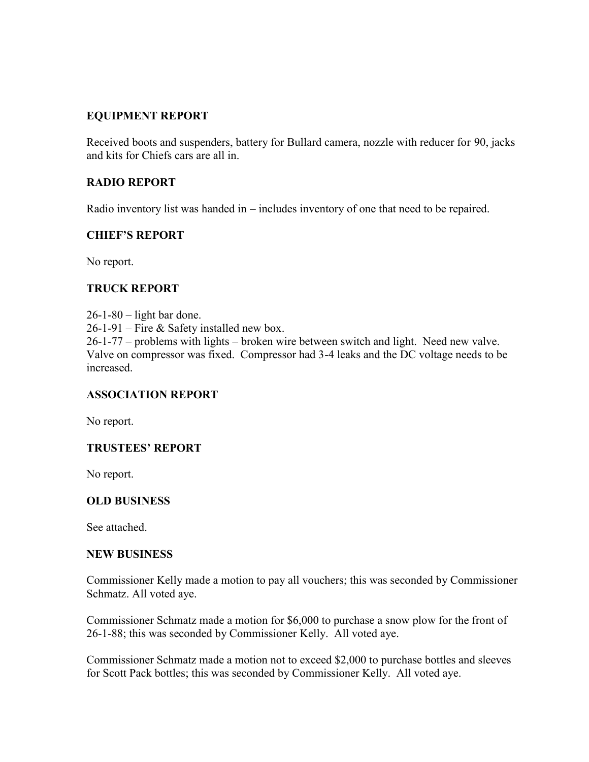## EQUIPMENT REPORT

Received boots and suspenders, battery for Bullard camera, nozzle with reducer for 90, jacks and kits for Chiefs cars are all in.

## RADIO REPORT

Radio inventory list was handed in – includes inventory of one that need to be repaired.

## CHIEF'S REPORT

No report.

## TRUCK REPORT

26-1-80 – light bar done.
26-1-91 – Fire & Safety installed new box.
26-1-77 – problems with lights – broken wire between switch and light. Need new valve. Valve on compressor was fixed. Compressor had 3-4 leaks and the DC voltage needs to be increased.

## ASSOCIATION REPORT

No report.

## TRUSTEES' REPORT

No report.

## OLD BUSINESS

See attached.

## NEW BUSINESS

Commissioner Kelly made a motion to pay all vouchers; this was seconded by Commissioner Schmatz. All voted aye.

Commissioner Schmatz made a motion for $6,000 to purchase a snow plow for the front of 26-1-88; this was seconded by Commissioner Kelly. All voted aye.

Commissioner Schmatz made a motion not to exceed $2,000 to purchase bottles and sleeves for Scott Pack bottles; this was seconded by Commissioner Kelly. All voted aye.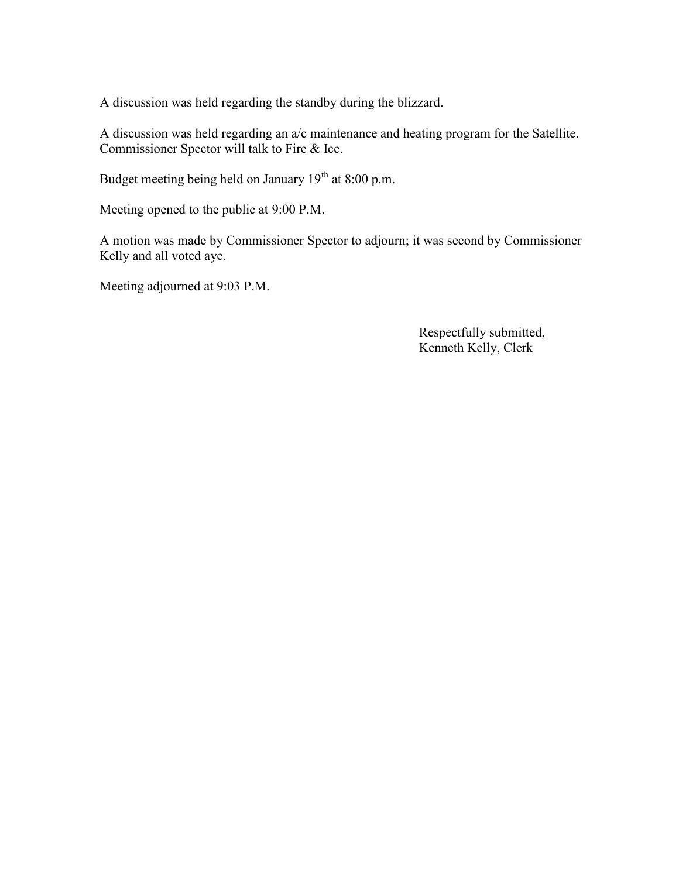A discussion was held regarding the standby during the blizzard.

A discussion was held regarding an a/c maintenance and heating program for the Satellite. Commissioner Spector will talk to Fire & Ice.

Budget meeting being held on January 19th at 8:00 p.m.

Meeting opened to the public at 9:00 P.M.

A motion was made by Commissioner Spector to adjourn; it was second by Commissioner Kelly and all voted aye.

Meeting adjourned at 9:03 P.M.

Respectfully submitted,
Kenneth Kelly, Clerk